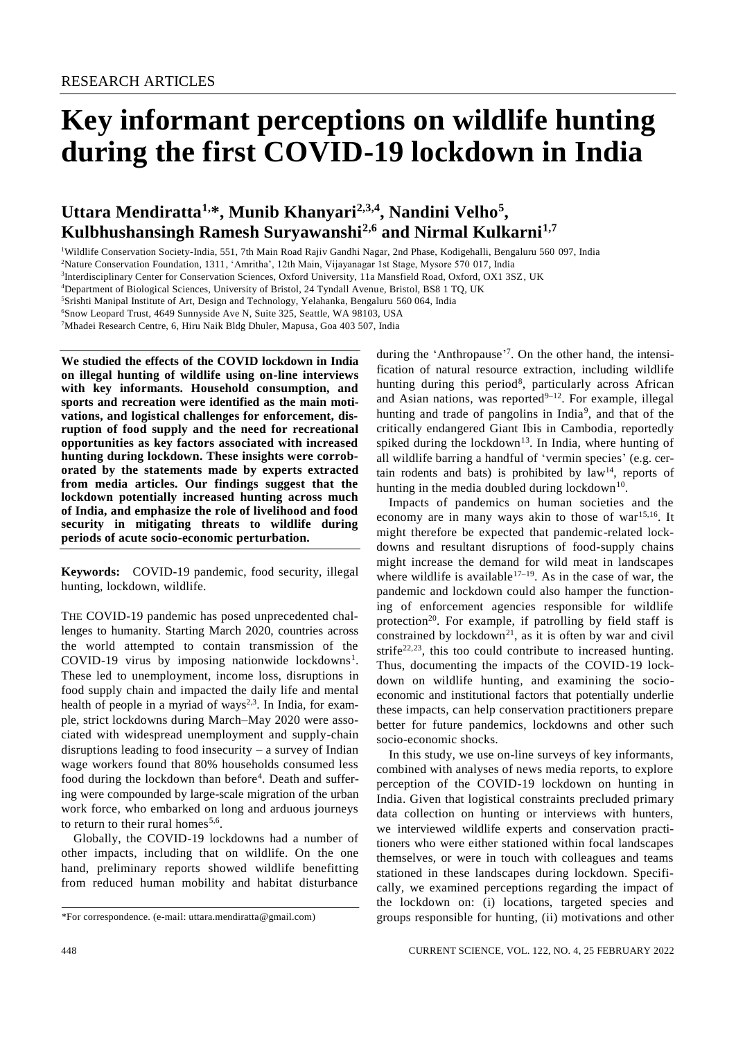RESEARCH ARTICLES

# Key informant perceptions on wildlife hunting during the first COVID-19 lockdown in India

## Uttara Mendiratta[1,*], Munib Khanyari[2,3,4], Nandini Velho[5], Kulbhushansingh Ramesh Suryawanshi[2,6] and Nirmal Kulkarni[1,7]

[1]Wildlife Conservation Society-India, 551, 7th Main Road Rajiv Gandhi Nagar, 2nd Phase, Kodigehalli, Bengaluru 560 097, India
[2]Nature Conservation Foundation, 1311, 'Amritha', 12th Main, Vijayanagar 1st Stage, Mysore 570 017, India
[3]Interdisciplinary Center for Conservation Sciences, Oxford University, 11a Mansfield Road, Oxford, OX1 3SZ, UK
[4]Department of Biological Sciences, University of Bristol, 24 Tyndall Avenue, Bristol, BS8 1 TQ, UK
[5]Srishti Manipal Institute of Art, Design and Technology, Yelahanka, Bengaluru 560 064, India
[6]Snow Leopard Trust, 4649 Sunnyside Ave N, Suite 325, Seattle, WA 98103, USA
[7]Mhadei Research Centre, 6, Hiru Naik Bldg Dhuler, Mapusa, Goa 403 507, India

**We studied the effects of the COVID lockdown in India on illegal hunting of wildlife using on-line interviews with key informants. Household consumption, and sports and recreation were identified as the main motivations, and logistical challenges for enforcement, disruption of food supply and the need for recreational opportunities as key factors associated with increased hunting during lockdown. These insights were corroborated by the statements made by experts extracted from media articles. Our findings suggest that the lockdown potentially increased hunting across much of India, and emphasize the role of livelihood and food security in mitigating threats to wildlife during periods of acute socio-economic perturbation.**

**Keywords:** COVID-19 pandemic, food security, illegal hunting, lockdown, wildlife.

THE COVID-19 pandemic has posed unprecedented challenges to humanity. Starting March 2020, countries across the world attempted to contain transmission of the COVID-19 virus by imposing nationwide lockdowns[1]. These led to unemployment, income loss, disruptions in food supply chain and impacted the daily life and mental health of people in a myriad of ways[2,3]. In India, for example, strict lockdowns during March–May 2020 were associated with widespread unemployment and supply-chain disruptions leading to food insecurity – a survey of Indian wage workers found that 80% households consumed less food during the lockdown than before[4]. Death and suffering were compounded by large-scale migration of the urban work force, who embarked on long and arduous journeys to return to their rural homes[5,6].

Globally, the COVID-19 lockdowns had a number of other impacts, including that on wildlife. On the one hand, preliminary reports showed wildlife benefitting from reduced human mobility and habitat disturbance during the 'Anthropause'[7]. On the other hand, the intensification of natural resource extraction, including wildlife hunting during this period[8], particularly across African and Asian nations, was reported[9–12]. For example, illegal hunting and trade of pangolins in India[9], and that of the critically endangered Giant Ibis in Cambodia, reportedly spiked during the lockdown[13]. In India, where hunting of all wildlife barring a handful of 'vermin species' (e.g. certain rodents and bats) is prohibited by law[14], reports of hunting in the media doubled during lockdown[10].

Impacts of pandemics on human societies and the economy are in many ways akin to those of war[15,16]. It might therefore be expected that pandemic-related lockdowns and resultant disruptions of food-supply chains might increase the demand for wild meat in landscapes where wildlife is available[17–19]. As in the case of war, the pandemic and lockdown could also hamper the functioning of enforcement agencies responsible for wildlife protection[20]. For example, if patrolling by field staff is constrained by lockdown[21], as it is often by war and civil strife[22,23], this too could contribute to increased hunting. Thus, documenting the impacts of the COVID-19 lockdown on wildlife hunting, and examining the socio-economic and institutional factors that potentially underlie these impacts, can help conservation practitioners prepare better for future pandemics, lockdowns and other such socio-economic shocks.

In this study, we use on-line surveys of key informants, combined with analyses of news media reports, to explore perception of the COVID-19 lockdown on hunting in India. Given that logistical constraints precluded primary data collection on hunting or interviews with hunters, we interviewed wildlife experts and conservation practitioners who were either stationed within focal landscapes themselves, or were in touch with colleagues and teams stationed in these landscapes during lockdown. Specifically, we examined perceptions regarding the impact of the lockdown on: (i) locations, targeted species and groups responsible for hunting, (ii) motivations and other

*For correspondence. (e-mail: uttara.mendiratta@gmail.com)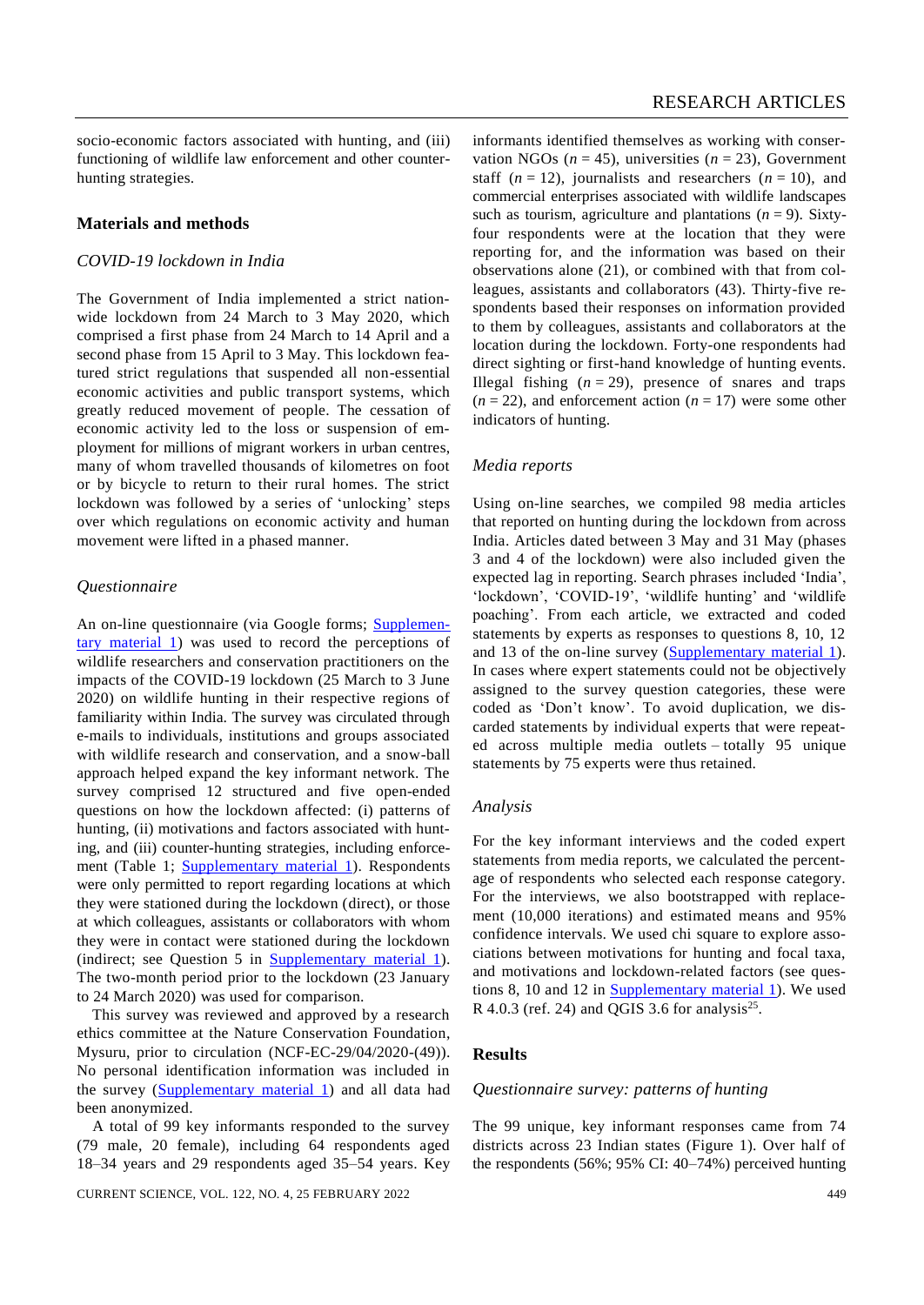socio-economic factors associated with hunting, and (iii) functioning of wildlife law enforcement and other counter-hunting strategies.

## Materials and methods

### *COVID-19 lockdown in India*

The Government of India implemented a strict nationwide lockdown from 24 March to 3 May 2020, which comprised a first phase from 24 March to 14 April and a second phase from 15 April to 3 May. This lockdown featured strict regulations that suspended all non-essential economic activities and public transport systems, which greatly reduced movement of people. The cessation of economic activity led to the loss or suspension of employment for millions of migrant workers in urban centres, many of whom travelled thousands of kilometres on foot or by bicycle to return to their rural homes. The strict lockdown was followed by a series of 'unlocking' steps over which regulations on economic activity and human movement were lifted in a phased manner.

### *Questionnaire*

An on-line questionnaire (via Google forms; Supplementary material 1) was used to record the perceptions of wildlife researchers and conservation practitioners on the impacts of the COVID-19 lockdown (25 March to 3 June 2020) on wildlife hunting in their respective regions of familiarity within India. The survey was circulated through e-mails to individuals, institutions and groups associated with wildlife research and conservation, and a snow-ball approach helped expand the key informant network. The survey comprised 12 structured and five open-ended questions on how the lockdown affected: (i) patterns of hunting, (ii) motivations and factors associated with hunting, and (iii) counter-hunting strategies, including enforcement (Table 1; Supplementary material 1). Respondents were only permitted to report regarding locations at which they were stationed during the lockdown (direct), or those at which colleagues, assistants or collaborators with whom they were in contact were stationed during the lockdown (indirect; see Question 5 in Supplementary material 1). The two-month period prior to the lockdown (23 January to 24 March 2020) was used for comparison.

This survey was reviewed and approved by a research ethics committee at the Nature Conservation Foundation, Mysuru, prior to circulation (NCF-EC-29/04/2020-(49)). No personal identification information was included in the survey (Supplementary material 1) and all data had been anonymized.

A total of 99 key informants responded to the survey (79 male, 20 female), including 64 respondents aged 18–34 years and 29 respondents aged 35–54 years. Key informants identified themselves as working with conservation NGOs ($n = 45$), universities ($n = 23$), Government staff ($n = 12$), journalists and researchers ($n = 10$), and commercial enterprises associated with wildlife landscapes such as tourism, agriculture and plantations ($n = 9$). Sixty-four respondents were at the location that they were reporting for, and the information was based on their observations alone (21), or combined with that from colleagues, assistants and collaborators (43). Thirty-five respondents based their responses on information provided to them by colleagues, assistants and collaborators at the location during the lockdown. Forty-one respondents had direct sighting or first-hand knowledge of hunting events. Illegal fishing ($n = 29$), presence of snares and traps ($n = 22$), and enforcement action ($n = 17$) were some other indicators of hunting.

### *Media reports*

Using on-line searches, we compiled 98 media articles that reported on hunting during the lockdown from across India. Articles dated between 3 May and 31 May (phases 3 and 4 of the lockdown) were also included given the expected lag in reporting. Search phrases included 'India', 'lockdown', 'COVID-19', 'wildlife hunting' and 'wildlife poaching'. From each article, we extracted and coded statements by experts as responses to questions 8, 10, 12 and 13 of the on-line survey (Supplementary material 1). In cases where expert statements could not be objectively assigned to the survey question categories, these were coded as 'Don't know'. To avoid duplication, we discarded statements by individual experts that were repeated across multiple media outlets – totally 95 unique statements by 75 experts were thus retained.

### *Analysis*

For the key informant interviews and the coded expert statements from media reports, we calculated the percentage of respondents who selected each response category. For the interviews, we also bootstrapped with replacement (10,000 iterations) and estimated means and 95% confidence intervals. We used chi square to explore associations between motivations for hunting and focal taxa, and motivations and lockdown-related factors (see questions 8, 10 and 12 in Supplementary material 1). We used R 4.0.3 (ref. 24) and QGIS 3.6 for analysis[25].

## Results

### *Questionnaire survey: patterns of hunting*

The 99 unique, key informant responses came from 74 districts across 23 Indian states (Figure 1). Over half of the respondents (56%; 95% CI: 40–74%) perceived hunting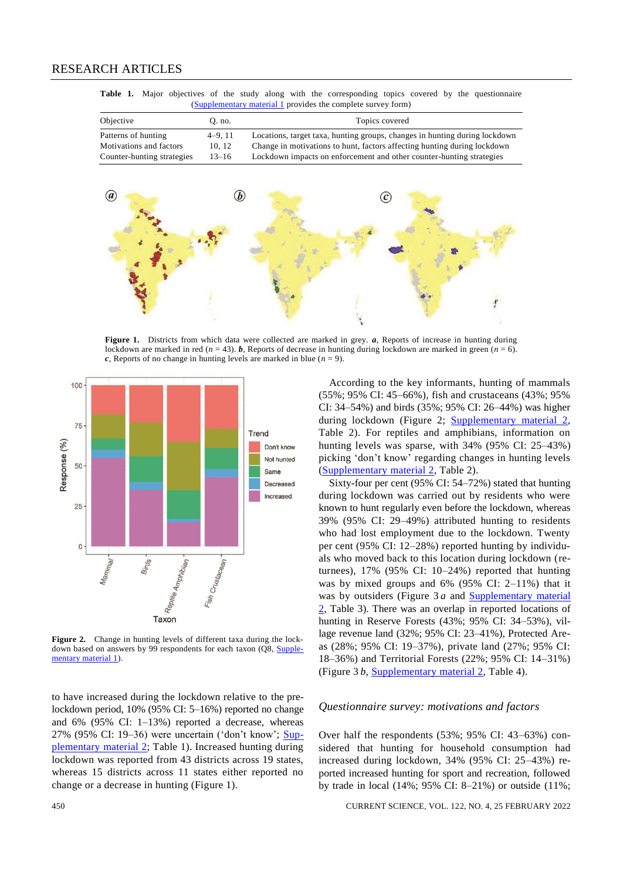**Table 1.** Major objectives of the study along with the corresponding topics covered by the questionnaire (Supplementary material 1 provides the complete survey form)

| Objective | Q. no. | Topics covered |
|---|---|---|
| Patterns of hunting | 4–9, 11 | Locations, target taxa, hunting groups, changes in hunting during lockdown |
| Motivations and factors | 10, 12 | Change in motivations to hunt, factors affecting hunting during lockdown |
| Counter-hunting strategies | 13–16 | Lockdown impacts on enforcement and other counter-hunting strategies |

**Figure 1.** Districts from which data were collected are marked in grey. ***a***, Reports of increase in hunting during lockdown are marked in red ($n = 43$). ***b***, Reports of decrease in hunting during lockdown are marked in green ($n = 6$). ***c***, Reports of no change in hunting levels are marked in blue ($n = 9$).

**Figure 2.** Change in hunting levels of different taxa during the lockdown based on answers by 99 respondents for each taxon (Q8, Supplementary material 1).

to have increased during the lockdown relative to the pre-lockdown period, 10% (95% CI: 5–16%) reported no change and 6% (95% CI: 1–13%) reported a decrease, whereas 27% (95% CI: 19–36) were uncertain ('don't know'; Supplementary material 2; Table 1). Increased hunting during lockdown was reported from 43 districts across 19 states, whereas 15 districts across 11 states either reported no change or a decrease in hunting (Figure 1).

According to the key informants, hunting of mammals (55%; 95% CI: 45–66%), fish and crustaceans (43%; 95% CI: 34–54%) and birds (35%; 95% CI: 26–44%) was higher during lockdown (Figure 2; Supplementary material 2, Table 2). For reptiles and amphibians, information on hunting levels was sparse, with 34% (95% CI: 25–43%) picking 'don't know' regarding changes in hunting levels (Supplementary material 2, Table 2).

Sixty-four per cent (95% CI: 54–72%) stated that hunting during lockdown was carried out by residents who were known to hunt regularly even before the lockdown, whereas 39% (95% CI: 29–49%) attributed hunting to residents who had lost employment due to the lockdown. Twenty per cent (95% CI: 12–28%) reported hunting by individuals who moved back to this location during lockdown (returnees), 17% (95% CI: 10–24%) reported that hunting was by mixed groups and 6% (95% CI: 2–11%) that it was by outsiders (Figure 3 *a* and Supplementary material 2, Table 3). There was an overlap in reported locations of hunting in Reserve Forests (43%; 95% CI: 34–53%), village revenue land (32%; 95% CI: 23–41%), Protected Areas (28%; 95% CI: 19–37%), private land (27%; 95% CI: 18–36%) and Territorial Forests (22%; 95% CI: 14–31%) (Figure 3 *b*, Supplementary material 2, Table 4).

## *Questionnaire survey: motivations and factors*

Over half the respondents (53%; 95% CI: 43–63%) considered that hunting for household consumption had increased during lockdown, 34% (95% CI: 25–43%) reported increased hunting for sport and recreation, followed by trade in local (14%; 95% CI: 8–21%) or outside (11%;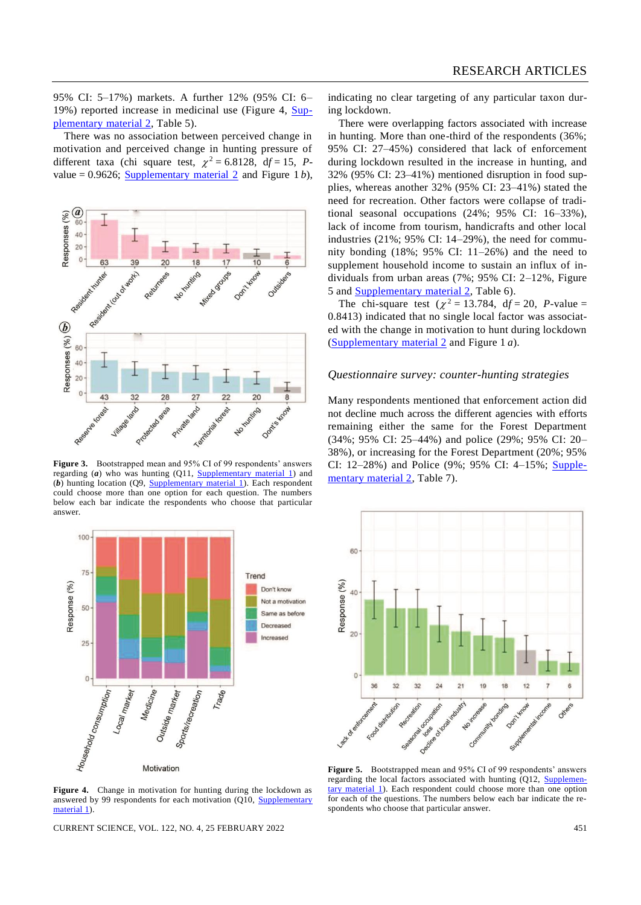95% CI: 5–17%) markets. A further 12% (95% CI: 6–19%) reported increase in medicinal use (Figure 4, Supplementary material 2, Table 5).

There was no association between perceived change in motivation and perceived change in hunting pressure of different taxa (chi square test, $\chi^2 = 6.8128$, d$f = 15$, $P$-value = 0.9626; Supplementary material 2 and Figure 1 *b*), indicating no clear targeting of any particular taxon during lockdown.

There were overlapping factors associated with increase in hunting. More than one-third of the respondents (36%; 95% CI: 27–45%) considered that lack of enforcement during lockdown resulted in the increase in hunting, and 32% (95% CI: 23–41%) mentioned disruption in food supplies, whereas another 32% (95% CI: 23–41%) stated the need for recreation. Other factors were collapse of traditional seasonal occupations (24%; 95% CI: 16–33%), lack of income from tourism, handicrafts and other local industries (21%; 95% CI: 14–29%), the need for community bonding (18%; 95% CI: 11–26%) and the need to supplement household income to sustain an influx of individuals from urban areas (7%; 95% CI: 2–12%, Figure 5 and Supplementary material 2, Table 6).

The chi-square test ($\chi^2 = 13.784$, d$f = 20$, $P$-value = 0.8413) indicated that no single local factor was associated with the change in motivation to hunt during lockdown (Supplementary material 2 and Figure 1 *a*).

**Figure 3.** Bootstrapped mean and 95% CI of 99 respondents' answers regarding (***a***) who was hunting (Q11, Supplementary material 1) and (***b***) hunting location (Q9, Supplementary material 1). Each respondent could choose more than one option for each question. The numbers below each bar indicate the respondents who choose that particular answer.

**Figure 4.** Change in motivation for hunting during the lockdown as answered by 99 respondents for each motivation (Q10, Supplementary material 1).

### *Questionnaire survey: counter-hunting strategies*

Many respondents mentioned that enforcement action did not decline much across the different agencies with efforts remaining either the same for the Forest Department (34%; 95% CI: 25–44%) and police (29%; 95% CI: 20–38%), or increasing for the Forest Department (20%; 95% CI: 12–28%) and Police (9%; 95% CI: 4–15%; Supplementary material 2, Table 7).

**Figure 5.** Bootstrapped mean and 95% CI of 99 respondents' answers regarding the local factors associated with hunting (Q12, Supplementary material 1). Each respondent could choose more than one option for each of the questions. The numbers below each bar indicate the respondents who choose that particular answer.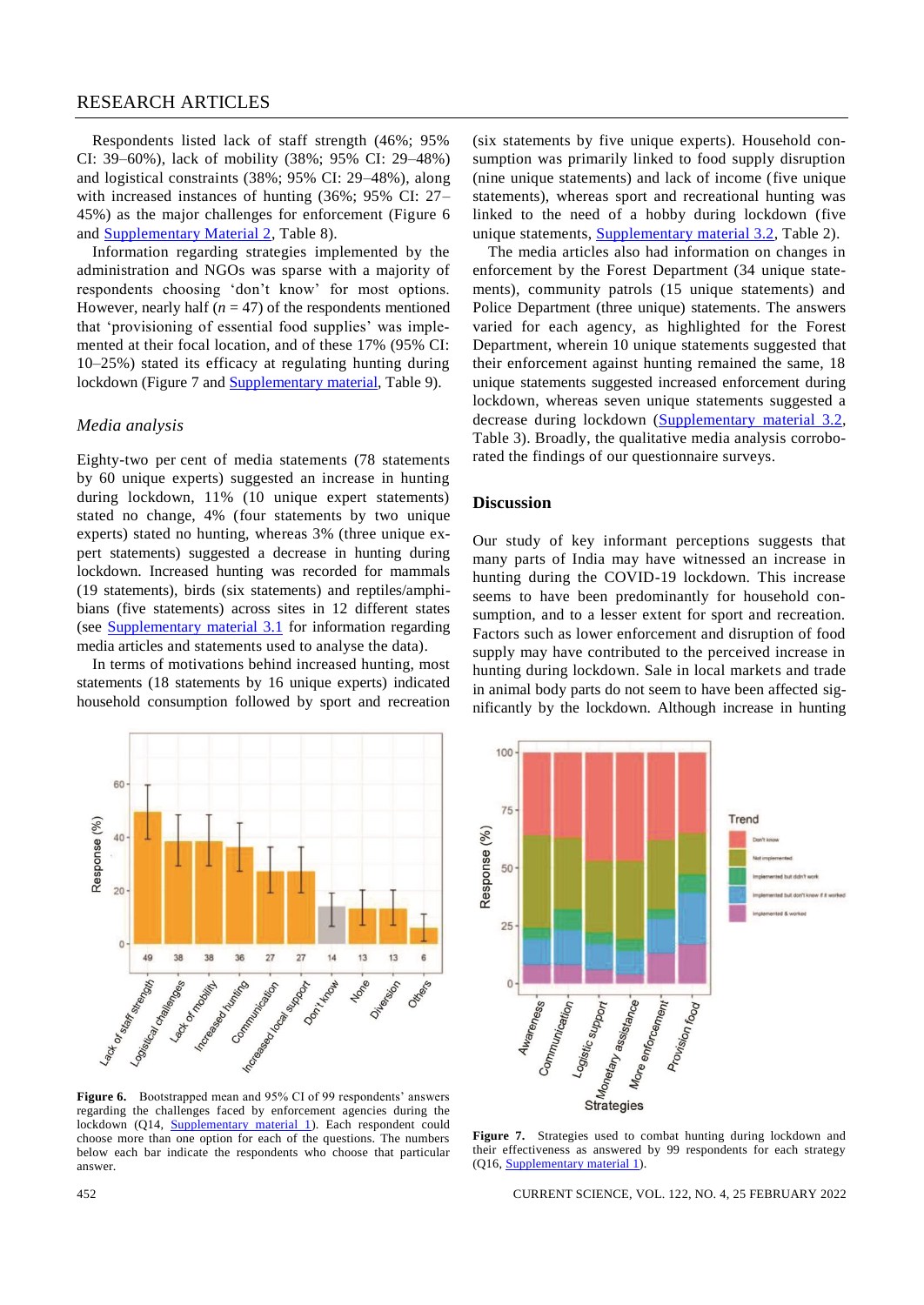Respondents listed lack of staff strength (46%; 95% CI: 39–60%), lack of mobility (38%; 95% CI: 29–48%) and logistical constraints (38%; 95% CI: 29–48%), along with increased instances of hunting (36%; 95% CI: 27–45%) as the major challenges for enforcement (Figure 6 and Supplementary Material 2, Table 8).

Information regarding strategies implemented by the administration and NGOs was sparse with a majority of respondents choosing 'don't know' for most options. However, nearly half ($n = 47$) of the respondents mentioned that 'provisioning of essential food supplies' was implemented at their focal location, and of these 17% (95% CI: 10–25%) stated its efficacy at regulating hunting during lockdown (Figure 7 and Supplementary material, Table 9).

### *Media analysis*

Eighty-two per cent of media statements (78 statements by 60 unique experts) suggested an increase in hunting during lockdown, 11% (10 unique expert statements) stated no change, 4% (four statements by two unique experts) stated no hunting, whereas 3% (three unique expert statements) suggested a decrease in hunting during lockdown. Increased hunting was recorded for mammals (19 statements), birds (six statements) and reptiles/amphibians (five statements) across sites in 12 different states (see Supplementary material 3.1 for information regarding media articles and statements used to analyse the data).

In terms of motivations behind increased hunting, most statements (18 statements by 16 unique experts) indicated household consumption followed by sport and recreation (six statements by five unique experts). Household consumption was primarily linked to food supply disruption (nine unique statements) and lack of income (five unique statements), whereas sport and recreational hunting was linked to the need of a hobby during lockdown (five unique statements, Supplementary material 3.2, Table 2).

The media articles also had information on changes in enforcement by the Forest Department (34 unique statements), community patrols (15 unique statements) and Police Department (three unique) statements. The answers varied for each agency, as highlighted for the Forest Department, wherein 10 unique statements suggested that their enforcement against hunting remained the same, 18 unique statements suggested increased enforcement during lockdown, whereas seven unique statements suggested a decrease during lockdown (Supplementary material 3.2, Table 3). Broadly, the qualitative media analysis corroborated the findings of our questionnaire surveys.

## Discussion

Our study of key informant perceptions suggests that many parts of India may have witnessed an increase in hunting during the COVID-19 lockdown. This increase seems to have been predominantly for household consumption, and to a lesser extent for sport and recreation. Factors such as lower enforcement and disruption of food supply may have contributed to the perceived increase in hunting during lockdown. Sale in local markets and trade in animal body parts do not seem to have been affected significantly by the lockdown. Although increase in hunting

**Figure 6.** Bootstrapped mean and 95% CI of 99 respondents' answers regarding the challenges faced by enforcement agencies during the lockdown (Q14, Supplementary material 1). Each respondent could choose more than one option for each of the questions. The numbers below each bar indicate the respondents who choose that particular answer.

**Figure 7.** Strategies used to combat hunting during lockdown and their effectiveness as answered by 99 respondents for each strategy (Q16, Supplementary material 1).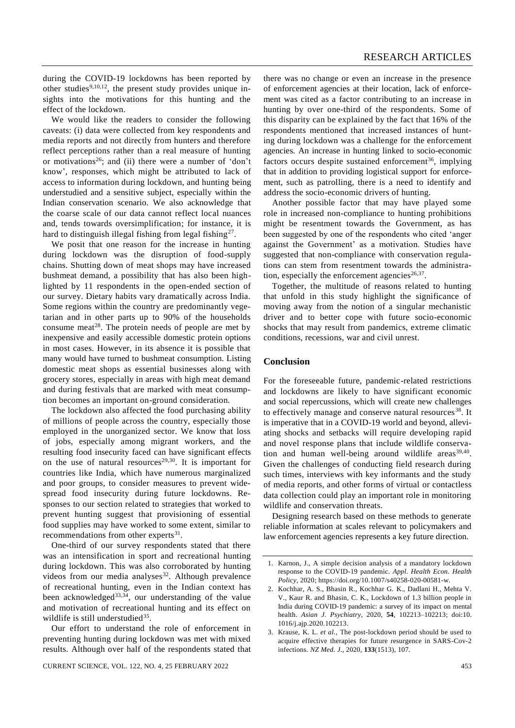during the COVID-19 lockdowns has been reported by other studies[9,10,12], the present study provides unique insights into the motivations for this hunting and the effect of the lockdown.

We would like the readers to consider the following caveats: (i) data were collected from key respondents and media reports and not directly from hunters and therefore reflect perceptions rather than a real measure of hunting or motivations[26]; and (ii) there were a number of 'don't know', responses, which might be attributed to lack of access to information during lockdown, and hunting being understudied and a sensitive subject, especially within the Indian conservation scenario. We also acknowledge that the coarse scale of our data cannot reflect local nuances and, tends towards oversimplification; for instance, it is hard to distinguish illegal fishing from legal fishing[27].

We posit that one reason for the increase in hunting during lockdown was the disruption of food-supply chains. Shutting down of meat shops may have increased bushmeat demand, a possibility that has also been highlighted by 11 respondents in the open-ended section of our survey. Dietary habits vary dramatically across India. Some regions within the country are predominantly vegetarian and in other parts up to 90% of the households consume meat[28]. The protein needs of people are met by inexpensive and easily accessible domestic protein options in most cases. However, in its absence it is possible that many would have turned to bushmeat consumption. Listing domestic meat shops as essential businesses along with grocery stores, especially in areas with high meat demand and during festivals that are marked with meat consumption becomes an important on-ground consideration.

The lockdown also affected the food purchasing ability of millions of people across the country, especially those employed in the unorganized sector. We know that loss of jobs, especially among migrant workers, and the resulting food insecurity faced can have significant effects on the use of natural resources[29,30]. It is important for countries like India, which have numerous marginalized and poor groups, to consider measures to prevent widespread food insecurity during future lockdowns. Responses to our section related to strategies that worked to prevent hunting suggest that provisioning of essential food supplies may have worked to some extent, similar to recommendations from other experts[31].

One-third of our survey respondents stated that there was an intensification in sport and recreational hunting during lockdown. This was also corroborated by hunting videos from our media analyses[32]. Although prevalence of recreational hunting, even in the Indian context has been acknowledged[33,34], our understanding of the value and motivation of recreational hunting and its effect on wildlife is still understudied[35].

Our effort to understand the role of enforcement in preventing hunting during lockdown was met with mixed results. Although over half of the respondents stated that there was no change or even an increase in the presence of enforcement agencies at their location, lack of enforcement was cited as a factor contributing to an increase in hunting by over one-third of the respondents. Some of this disparity can be explained by the fact that 16% of the respondents mentioned that increased instances of hunting during lockdown was a challenge for the enforcement agencies. An increase in hunting linked to socio-economic factors occurs despite sustained enforcement[36], implying that in addition to providing logistical support for enforcement, such as patrolling, there is a need to identify and address the socio-economic drivers of hunting.

Another possible factor that may have played some role in increased non-compliance to hunting prohibitions might be resentment towards the Government, as has been suggested by one of the respondents who cited 'anger against the Government' as a motivation. Studies have suggested that non-compliance with conservation regulations can stem from resentment towards the administration, especially the enforcement agencies[26,37].

Together, the multitude of reasons related to hunting that unfold in this study highlight the significance of moving away from the notion of a singular mechanistic driver and to better cope with future socio-economic shocks that may result from pandemics, extreme climatic conditions, recessions, war and civil unrest.

## Conclusion

For the foreseeable future, pandemic-related restrictions and lockdowns are likely to have significant economic and social repercussions, which will create new challenges to effectively manage and conserve natural resources[38]. It is imperative that in a COVID-19 world and beyond, alleviating shocks and setbacks will require developing rapid and novel response plans that include wildlife conservation and human well-being around wildlife areas[39,40]. Given the challenges of conducting field research during such times, interviews with key informants and the study of media reports, and other forms of virtual or contactless data collection could play an important role in monitoring wildlife and conservation threats.

Designing research based on these methods to generate reliable information at scales relevant to policymakers and law enforcement agencies represents a key future direction.

---

1. Karnon, J., A simple decision analysis of a mandatory lockdown response to the COVID-19 pandemic. *Appl. Health Econ. Health Policy*, 2020; https://doi.org/10.1007/s40258-020-00581-w.
2. Kochhar, A. S., Bhasin R., Kochhar G. K., Dadlani H., Mehta V. V., Kaur R. and Bhasin, C. K., Lockdown of 1.3 billion people in India during COVID-19 pandemic: a survey of its impact on mental health. *Asian J. Psychiatry*, 2020, **54**, 102213–102213; doi:10.1016/j.ajp.2020.102213.
3. Krause, K. L. *et al.*, The post-lockdown period should be used to acquire effective therapies for future resurgence in SARS-Cov-2 infections. *NZ Med. J.*, 2020, **133**(1513), 107.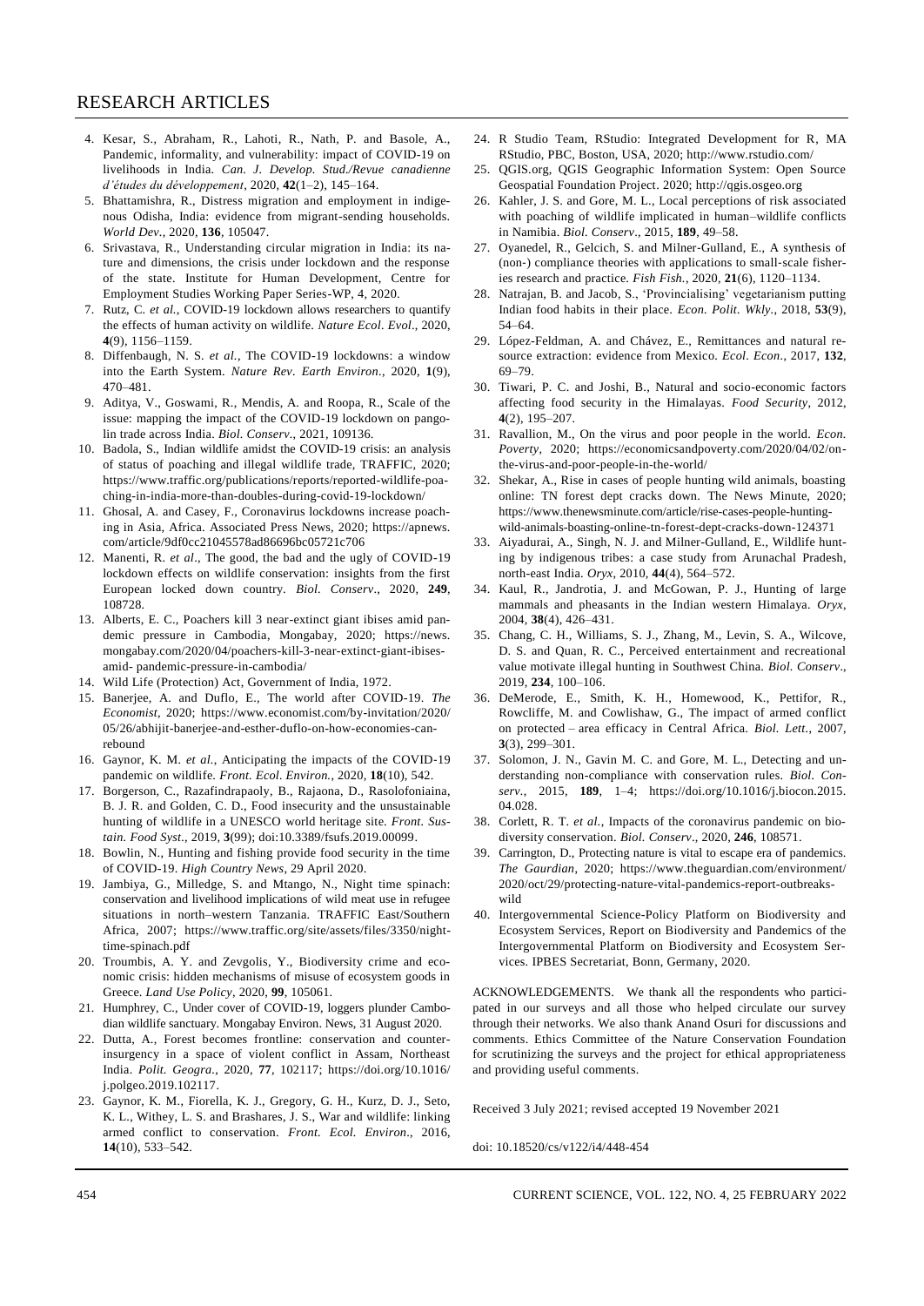4. Kesar, S., Abraham, R., Lahoti, R., Nath, P. and Basole, A., Pandemic, informality, and vulnerability: impact of COVID-19 on livelihoods in India. *Can. J. Develop. Stud./Revue canadienne d'études du développement*, 2020, **42**(1–2), 145–164.
5. Bhattamishra, R., Distress migration and employment in indigenous Odisha, India: evidence from migrant-sending households. *World Dev.*, 2020, **136**, 105047.
6. Srivastava, R., Understanding circular migration in India: its nature and dimensions, the crisis under lockdown and the response of the state. Institute for Human Development, Centre for Employment Studies Working Paper Series-WP, 4, 2020.
7. Rutz, C. *et al.*, COVID-19 lockdown allows researchers to quantify the effects of human activity on wildlife. *Nature Ecol. Evol.*, 2020, **4**(9), 1156–1159.
8. Diffenbaugh, N. S. *et al.*, The COVID-19 lockdowns: a window into the Earth System. *Nature Rev. Earth Environ.*, 2020, **1**(9), 470–481.
9. Aditya, V., Goswami, R., Mendis, A. and Roopa, R., Scale of the issue: mapping the impact of the COVID-19 lockdown on pangolin trade across India. *Biol. Conserv.*, 2021, 109136.
10. Badola, S., Indian wildlife amidst the COVID-19 crisis: an analysis of status of poaching and illegal wildlife trade, TRAFFIC, 2020; https://www.traffic.org/publications/reports/reported-wildlife-poaching-in-india-more-than-doubles-during-covid-19-lockdown/
11. Ghosal, A. and Casey, F., Coronavirus lockdowns increase poaching in Asia, Africa. Associated Press News, 2020; https://apnews.com/article/9df0cc21045578ad86696bc05721c706
12. Manenti, R. *et al.*, The good, the bad and the ugly of COVID-19 lockdown effects on wildlife conservation: insights from the first European locked down country. *Biol. Conserv.*, 2020, **249**, 108728.
13. Alberts, E. C., Poachers kill 3 near-extinct giant ibises amid pandemic pressure in Cambodia, Mongabay, 2020; https://news.mongabay.com/2020/04/poachers-kill-3-near-extinct-giant-ibises-amid- pandemic-pressure-in-cambodia/
14. Wild Life (Protection) Act, Government of India, 1972.
15. Banerjee, A. and Duflo, E., The world after COVID-19. *The Economist*, 2020; https://www.economist.com/by-invitation/2020/05/26/abhijit-banerjee-and-esther-duflo-on-how-economies-can-rebound
16. Gaynor, K. M. *et al.*, Anticipating the impacts of the COVID-19 pandemic on wildlife. *Front. Ecol. Environ.*, 2020, **18**(10), 542.
17. Borgerson, C., Razafindrapaoly, B., Rajaona, D., Rasolofoniaina, B. J. R. and Golden, C. D., Food insecurity and the unsustainable hunting of wildlife in a UNESCO world heritage site. *Front. Sustain. Food Syst.*, 2019, **3**(99); doi:10.3389/fsufs.2019.00099.
18. Bowlin, N., Hunting and fishing provide food security in the time of COVID-19. *High Country News*, 29 April 2020.
19. Jambiya, G., Milledge, S. and Mtango, N., Night time spinach: conservation and livelihood implications of wild meat use in refugee situations in north–western Tanzania. TRAFFIC East/Southern Africa, 2007; https://www.traffic.org/site/assets/files/3350/night-time-spinach.pdf
20. Troumbis, A. Y. and Zevgolis, Y., Biodiversity crime and economic crisis: hidden mechanisms of misuse of ecosystem goods in Greece. *Land Use Policy*, 2020, **99**, 105061.
21. Humphrey, C., Under cover of COVID-19, loggers plunder Cambodian wildlife sanctuary. Mongabay Environ. News, 31 August 2020.
22. Dutta, A., Forest becomes frontline: conservation and counter-insurgency in a space of violent conflict in Assam, Northeast India. *Polit. Geogra.*, 2020, **77**, 102117; https://doi.org/10.1016/j.polgeo.2019.102117.
23. Gaynor, K. M., Fiorella, K. J., Gregory, G. H., Kurz, D. J., Seto, K. L., Withey, L. S. and Brashares, J. S., War and wildlife: linking armed conflict to conservation. *Front. Ecol. Environ.*, 2016, **14**(10), 533–542.
24. R Studio Team, RStudio: Integrated Development for R, MA RStudio, PBC, Boston, USA, 2020; http://www.rstudio.com/
25. QGIS.org, QGIS Geographic Information System: Open Source Geospatial Foundation Project. 2020; http://qgis.osgeo.org
26. Kahler, J. S. and Gore, M. L., Local perceptions of risk associated with poaching of wildlife implicated in human–wildlife conflicts in Namibia. *Biol. Conserv.*, 2015, **189**, 49–58.
27. Oyanedel, R., Gelcich, S. and Milner-Gulland, E., A synthesis of (non-) compliance theories with applications to small-scale fisheries research and practice. *Fish Fish.*, 2020, **21**(6), 1120–1134.
28. Natrajan, B. and Jacob, S., 'Provincialising' vegetarianism putting Indian food habits in their place. *Econ. Polit. Wkly.*, 2018, **53**(9), 54–64.
29. López-Feldman, A. and Chávez, E., Remittances and natural resource extraction: evidence from Mexico. *Ecol. Econ.*, 2017, **132**, 69–79.
30. Tiwari, P. C. and Joshi, B., Natural and socio-economic factors affecting food security in the Himalayas. *Food Security*, 2012, **4**(2), 195–207.
31. Ravallion, M., On the virus and poor people in the world. *Econ. Poverty*, 2020; https://economicsandpoverty.com/2020/04/02/on-the-virus-and-poor-people-in-the-world/
32. Shekar, A., Rise in cases of people hunting wild animals, boasting online: TN forest dept cracks down. The News Minute, 2020; https://www.thenewsminute.com/article/rise-cases-people-hunting-wild-animals-boasting-online-tn-forest-dept-cracks-down-124371
33. Aiyadurai, A., Singh, N. J. and Milner-Gulland, E., Wildlife hunting by indigenous tribes: a case study from Arunachal Pradesh, north-east India. *Oryx*, 2010, **44**(4), 564–572.
34. Kaul, R., Jandrotia, J. and McGowan, P. J., Hunting of large mammals and pheasants in the Indian western Himalaya. *Oryx*, 2004, **38**(4), 426–431.
35. Chang, C. H., Williams, S. J., Zhang, M., Levin, S. A., Wilcove, D. S. and Quan, R. C., Perceived entertainment and recreational value motivate illegal hunting in Southwest China. *Biol. Conserv.*, 2019, **234**, 100–106.
36. DeMerode, E., Smith, K. H., Homewood, K., Pettifor, R., Rowcliffe, M. and Cowlishaw, G., The impact of armed conflict on protected – area efficacy in Central Africa. *Biol. Lett.*, 2007, **3**(3), 299–301.
37. Solomon, J. N., Gavin M. C. and Gore, M. L., Detecting and understanding non-compliance with conservation rules. *Biol. Conserv.*, 2015, **189**, 1–4; https://doi.org/10.1016/j.biocon.2015.04.028.
38. Corlett, R. T. *et al.*, Impacts of the coronavirus pandemic on biodiversity conservation. *Biol. Conserv.*, 2020, **246**, 108571.
39. Carrington, D., Protecting nature is vital to escape era of pandemics. *The Gaurdian*, 2020; https://www.theguardian.com/environment/2020/oct/29/protecting-nature-vital-pandemics-report-outbreaks-wild
40. Intergovernmental Science-Policy Platform on Biodiversity and Ecosystem Services, Report on Biodiversity and Pandemics of the Intergovernmental Platform on Biodiversity and Ecosystem Services. IPBES Secretariat, Bonn, Germany, 2020.

ACKNOWLEDGEMENTS. We thank all the respondents who participated in our surveys and all those who helped circulate our survey through their networks. We also thank Anand Osuri for discussions and comments. Ethics Committee of the Nature Conservation Foundation for scrutinizing the surveys and the project for ethical appropriateness and providing useful comments.

Received 3 July 2021; revised accepted 19 November 2021

doi: 10.18520/cs/v122/i4/448-454